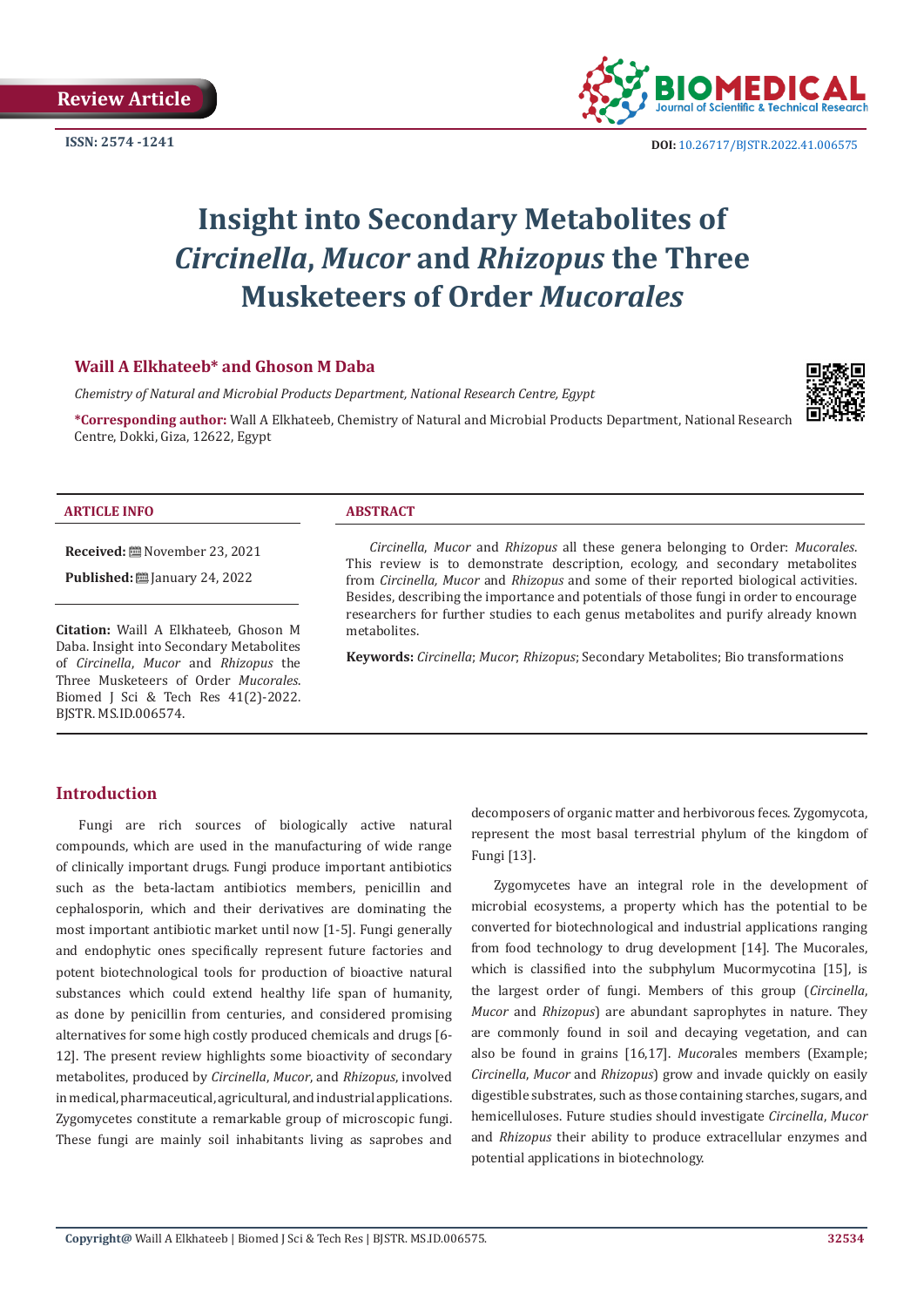Review Article

ISSN: 2574 -1241

DOI: 10.26717/BJSTR.2022.41.006575

# Insight into Secondary Metabolites of *Circinella*, *Mucor* and *Rhizopus* the Three Musketeers of Order *Mucorales*

**Waill A Elkhateeb\* and Ghoson M Daba**

*Chemistry of Natural and Microbial Products Department, National Research Centre, Egypt*

**\*Corresponding author:** Wall A Elkhateeb, Chemistry of Natural and Microbial Products Department, National Research Centre, Dokki, Giza, 12622, Egypt

**ARTICLE INFO**

**Received:** November 23, 2021

**Published:** January 24, 2022

**Citation:** Waill A Elkhateeb, Ghoson M Daba. Insight into Secondary Metabolites of *Circinella*, *Mucor* and *Rhizopus* the Three Musketeers of Order *Mucorales*. Biomed J Sci & Tech Res 41(2)-2022. BJSTR. MS.ID.006574.

**ABSTRACT**

*Circinella*, *Mucor* and *Rhizopus* all these genera belonging to Order: *Mucorales*. This review is to demonstrate description, ecology, and secondary metabolites from *Circinella, Mucor* and *Rhizopus* and some of their reported biological activities. Besides, describing the importance and potentials of those fungi in order to encourage researchers for further studies to each genus metabolites and purify already known metabolites.

**Keywords:** *Circinella*; *Mucor*; *Rhizopus*; Secondary Metabolites; Bio transformations

## Introduction

Fungi are rich sources of biologically active natural compounds, which are used in the manufacturing of wide range of clinically important drugs. Fungi produce important antibiotics such as the beta-lactam antibiotics members, penicillin and cephalosporin, which and their derivatives are dominating the most important antibiotic market until now [1-5]. Fungi generally and endophytic ones specifically represent future factories and potent biotechnological tools for production of bioactive natural substances which could extend healthy life span of humanity, as done by penicillin from centuries, and considered promising alternatives for some high costly produced chemicals and drugs [6-12]. The present review highlights some bioactivity of secondary metabolites, produced by *Circinella*, *Mucor*, and *Rhizopus*, involved in medical, pharmaceutical, agricultural, and industrial applications. Zygomycetes constitute a remarkable group of microscopic fungi. These fungi are mainly soil inhabitants living as saprobes and decomposers of organic matter and herbivorous feces. Zygomycota, represent the most basal terrestrial phylum of the kingdom of Fungi [13].

Zygomycetes have an integral role in the development of microbial ecosystems, a property which has the potential to be converted for biotechnological and industrial applications ranging from food technology to drug development [14]. The Mucorales, which is classified into the subphylum Mucormycotina [15], is the largest order of fungi. Members of this group (*Circinella*, *Mucor* and *Rhizopus*) are abundant saprophytes in nature. They are commonly found in soil and decaying vegetation, and can also be found in grains [16,17]. *Mucor*ales members (Example; *Circinella*, *Mucor* and *Rhizopus*) grow and invade quickly on easily digestible substrates, such as those containing starches, sugars, and hemicelluloses. Future studies should investigate *Circinella*, *Mucor* and *Rhizopus* their ability to produce extracellular enzymes and potential applications in biotechnology.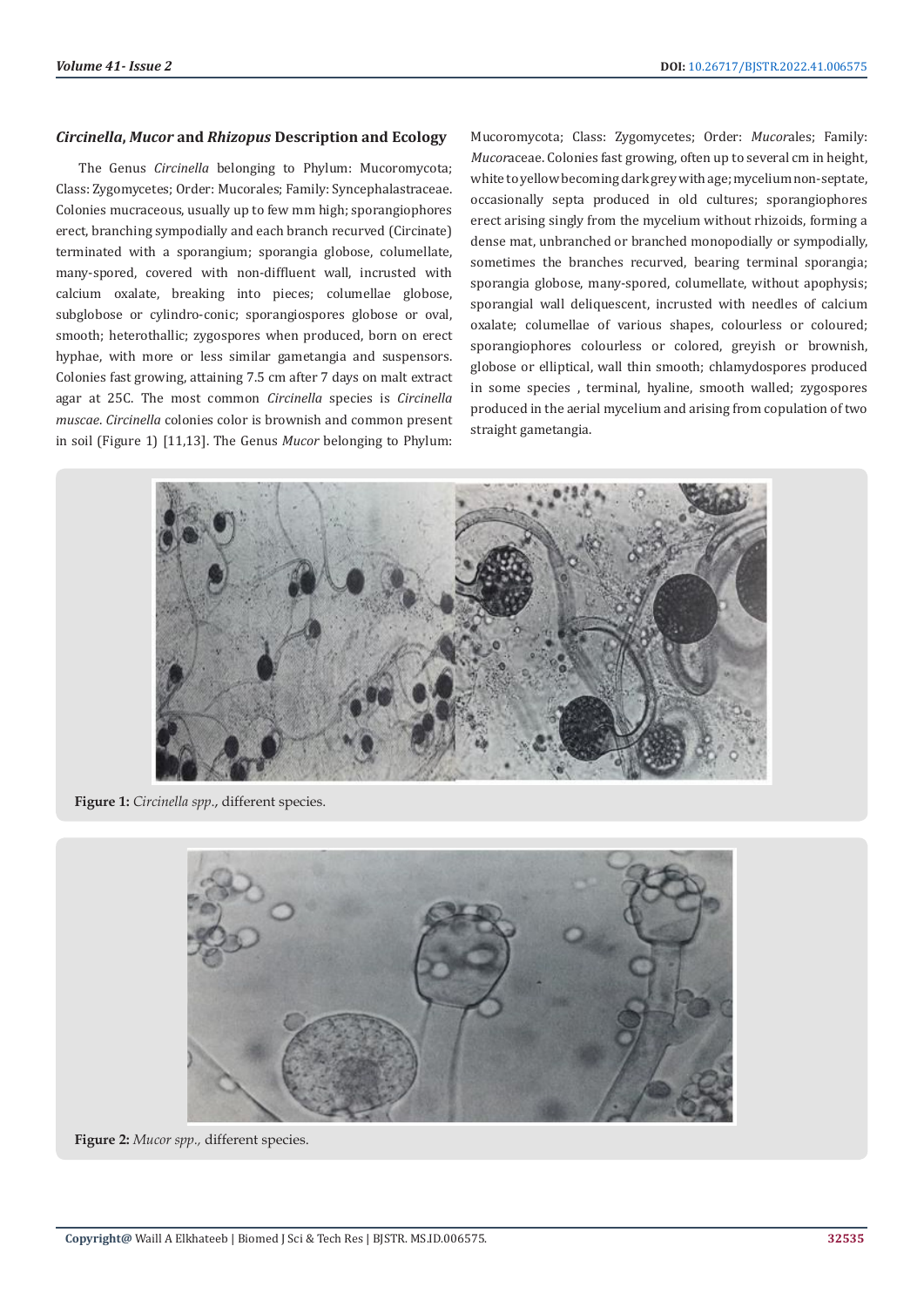### *Circinella*, *Mucor* and *Rhizopus* Description and Ecology

The Genus *Circinella* belonging to Phylum: Mucoromycota; Class: Zygomycetes; Order: Mucorales; Family: Syncephalastraceae. Colonies mucraceous, usually up to few mm high; sporangiophores erect, branching sympodially and each branch recurved (Circinate) terminated with a sporangium; sporangia globose, columellate, many-spored, covered with non-diffluent wall, incrusted with calcium oxalate, breaking into pieces; columellae globose, subglobose or cylindro-conic; sporangiospores globose or oval, smooth; heterothallic; zygospores when produced, born on erect hyphae, with more or less similar gametangia and suspensors. Colonies fast growing, attaining 7.5 cm after 7 days on malt extract agar at 25C. The most common *Circinella* species is *Circinella muscae*. *Circinella* colonies color is brownish and common present in soil (Figure 1) [11,13]. The Genus *Mucor* belonging to Phylum: Mucoromycota; Class: Zygomycetes; Order: *Mucor*ales; Family: *Mucor*aceae. Colonies fast growing, often up to several cm in height, white to yellow becoming dark grey with age; mycelium non-septate, occasionally septa produced in old cultures; sporangiophores erect arising singly from the mycelium without rhizoids, forming a dense mat, unbranched or branched monopodially or sympodially, sometimes the branches recurved, bearing terminal sporangia; sporangia globose, many-spored, columellate, without apophysis; sporangial wall deliquescent, incrusted with needles of calcium oxalate; columellae of various shapes, colourless or coloured; sporangiophores colourless or colored, greyish or brownish, globose or elliptical, wall thin smooth; chlamydospores produced in some species , terminal, hyaline, smooth walled; zygospores produced in the aerial mycelium and arising from copulation of two straight gametangia.

**Figure 1:** *Circinella spp*., different species.

**Figure 2:** *Mucor spp.,* different species.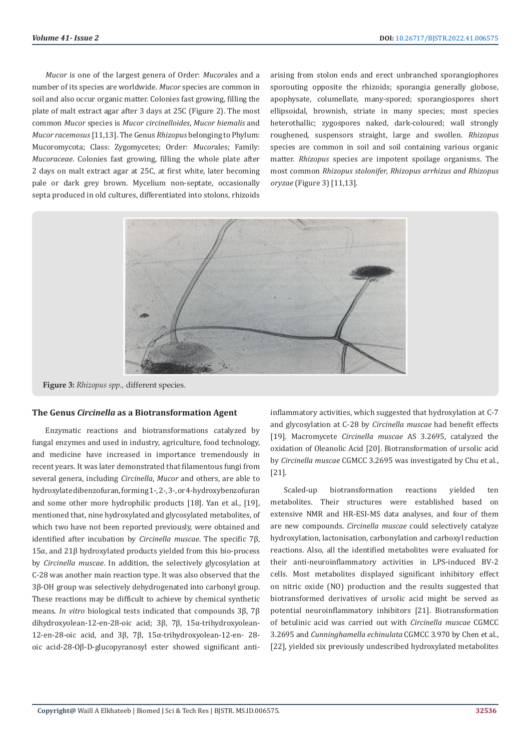*Mucor* is one of the largest genera of Order: *Mucor*ales and a number of its species are worldwide. *Mucor* species are common in soil and also occur organic matter. Colonies fast growing, filling the plate of malt extract agar after 3 days at 25C (Figure 2). The most common *Mucor* species is *Mucor circinelloides*, *Mucor hiemalis* and *Mucor racemosus* [11,13]. The Genus *Rhizopus* belonging to Phylum: Mucoromycota; Class: Zygomycetes; Order: *Mucor*ales; Family: *Mucoraceae*. Colonies fast growing, filling the whole plate after 2 days on malt extract agar at 25C, at first white, later becoming pale or dark grey brown. Mycelium non-septate, occasionally septa produced in old cultures, differentiated into stolons, rhizoids arising from stolon ends and erect unbranched sporangiophores sporouting opposite the rhizoids; sporangia generally globose, apophysate, columellate, many-spored; sporangiospores short ellipsoidal, brownish, striate in many species; most species heterothallic; zygospores naked, dark-coloured; wall strongly roughened, suspensors straight, large and swollen. *Rhizopus* species are common in soil and soil containing various organic matter. *Rhizopus* species are impotent spoilage organisms. The most common *Rhizopus stolonifer, Rhizopus arrhizus and Rhizopus oryzae* (Figure 3) [11,13].

**Figure 3:** *Rhizopus spp.,* different species.

## The Genus *Circinella* as a Biotransformation Agent

Enzymatic reactions and biotransformations catalyzed by fungal enzymes and used in industry, agriculture, food technology, and medicine have increased in importance tremendously in recent years. It was later demonstrated that filamentous fungi from several genera, including *Circinella*, *Mucor* and others, are able to hydroxylate dibenzofuran, forming 1-, 2-, 3-, or 4-hydroxybenzofuran and some other more hydrophilic products [18]. Yan et al., [19], mentioned that, nine hydroxylated and glycosylated metabolites, of which two have not been reported previously, were obtained and identified after incubation by *Circinella muscae*. The specific 7β, 15α, and 21β hydroxylated products yielded from this bio-process by *Circinella muscae*. In addition, the selectively glycosylation at C-28 was another main reaction type. It was also observed that the 3β-OH group was selectively dehydrogenated into carbonyl group. These reactions may be difficult to achieve by chemical synthetic means. *In vitro* biological tests indicated that compounds 3β, 7β dihydroxyolean-12-en-28-oic acid; 3β, 7β, 15α-trihydroxyolean-12-en-28-oic acid, and 3β, 7β, 15α-trihydroxyolean-12-en- 28-oic acid-28-Oβ-D-glucopyranosyl ester showed significant anti-inflammatory activities, which suggested that hydroxylation at C-7 and glycosylation at C-28 by *Circinella muscae* had benefit effects [19]. Macromycete *Circinella muscae* AS 3.2695, catalyzed the oxidation of Oleanolic Acid [20]. Biotransformation of ursolic acid by *Circinella muscae* CGMCC 3.2695 was investigated by Chu et al., [21].

Scaled-up biotransformation reactions yielded ten metabolites. Their structures were established based on extensive NMR and HR-ESI-MS data analyses, and four of them are new compounds. *Circinella muscae* could selectively catalyze hydroxylation, lactonisation, carbonylation and carboxyl reduction reactions. Also, all the identified metabolites were evaluated for their anti-neuroinflammatory activities in LPS-induced BV-2 cells. Most metabolites displayed significant inhibitory effect on nitric oxide (NO) production and the results suggested that biotransformed derivatives of ursolic acid might be served as potential neuroinflammatory inhibitors [21]. Biotransformation of betulinic acid was carried out with *Circinella muscae* CGMCC 3.2695 and *Cunninghamella echinulata* CGMCC 3.970 by Chen et al., [22], yielded six previously undescribed hydroxylated metabolites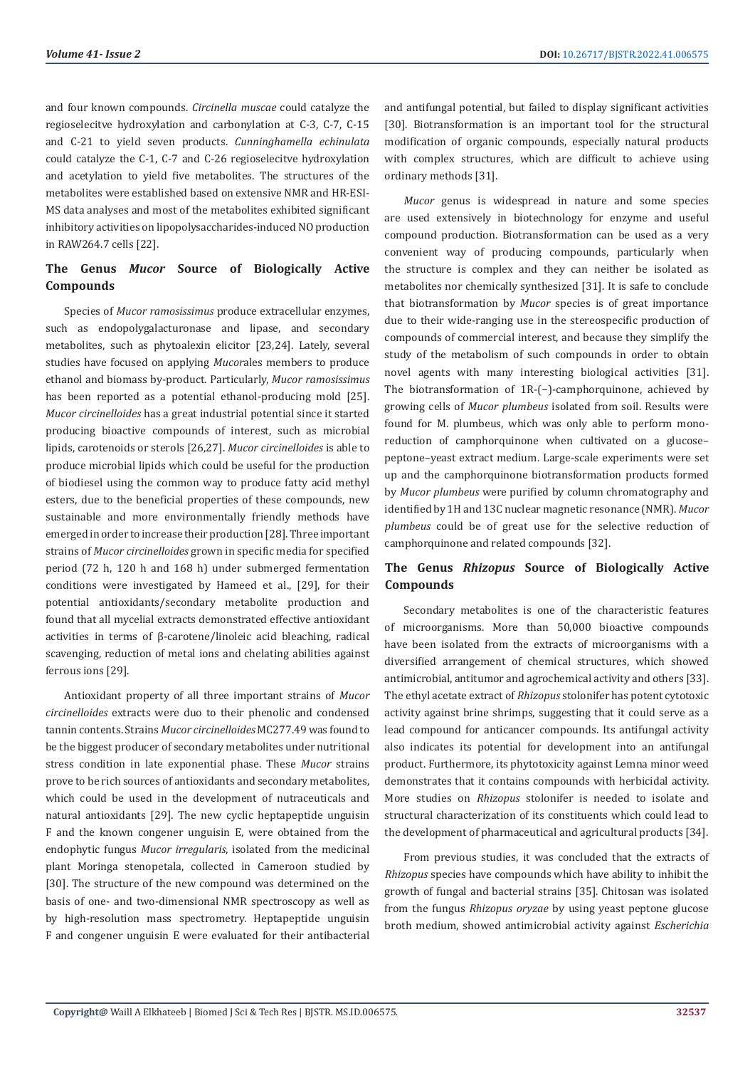and four known compounds. *Circinella muscae* could catalyze the regioselecitve hydroxylation and carbonylation at C-3, C-7, C-15 and C-21 to yield seven products. *Cunninghamella echinulata* could catalyze the C-1, C-7 and C-26 regioselecitve hydroxylation and acetylation to yield five metabolites. The structures of the metabolites were established based on extensive NMR and HR-ESI-MS data analyses and most of the metabolites exhibited significant inhibitory activities on lipopolysaccharides-induced NO production in RAW264.7 cells [22].

## The Genus *Mucor* Source of Biologically Active Compounds

Species of *Mucor ramosissimus* produce extracellular enzymes, such as endopolygalacturonase and lipase, and secondary metabolites, such as phytoalexin elicitor [23,24]. Lately, several studies have focused on applying *Mucor*ales members to produce ethanol and biomass by-product. Particularly, *Mucor ramosissimus* has been reported as a potential ethanol-producing mold [25]. *Mucor circinelloides* has a great industrial potential since it started producing bioactive compounds of interest, such as microbial lipids, carotenoids or sterols [26,27]. *Mucor circinelloides* is able to produce microbial lipids which could be useful for the production of biodiesel using the common way to produce fatty acid methyl esters, due to the beneficial properties of these compounds, new sustainable and more environmentally friendly methods have emerged in order to increase their production [28]. Three important strains of *Mucor circinelloides* grown in specific media for specified period (72 h, 120 h and 168 h) under submerged fermentation conditions were investigated by Hameed et al., [29], for their potential antioxidants/secondary metabolite production and found that all mycelial extracts demonstrated effective antioxidant activities in terms of β-carotene/linoleic acid bleaching, radical scavenging, reduction of metal ions and chelating abilities against ferrous ions [29].

Antioxidant property of all three important strains of *Mucor circinelloides* extracts were duo to their phenolic and condensed tannin contents. Strains *Mucor circinelloides* MC277.49 was found to be the biggest producer of secondary metabolites under nutritional stress condition in late exponential phase. These *Mucor* strains prove to be rich sources of antioxidants and secondary metabolites, which could be used in the development of nutraceuticals and natural antioxidants [29]. The new cyclic heptapeptide unguisin F and the known congener unguisin E, were obtained from the endophytic fungus *Mucor irregularis*, isolated from the medicinal plant Moringa stenopetala, collected in Cameroon studied by [30]. The structure of the new compound was determined on the basis of one- and two-dimensional NMR spectroscopy as well as by high-resolution mass spectrometry. Heptapeptide unguisin F and congener unguisin E were evaluated for their antibacterial and antifungal potential, but failed to display significant activities [30]. Biotransformation is an important tool for the structural modification of organic compounds, especially natural products with complex structures, which are difficult to achieve using ordinary methods [31].

*Mucor* genus is widespread in nature and some species are used extensively in biotechnology for enzyme and useful compound production. Biotransformation can be used as a very convenient way of producing compounds, particularly when the structure is complex and they can neither be isolated as metabolites nor chemically synthesized [31]. It is safe to conclude that biotransformation by *Mucor* species is of great importance due to their wide-ranging use in the stereospecific production of compounds of commercial interest, and because they simplify the study of the metabolism of such compounds in order to obtain novel agents with many interesting biological activities [31]. The biotransformation of 1R-(−)-camphorquinone, achieved by growing cells of *Mucor plumbeus* isolated from soil. Results were found for M. plumbeus, which was only able to perform mono-reduction of camphorquinone when cultivated on a glucose–peptone–yeast extract medium. Large-scale experiments were set up and the camphorquinone biotransformation products formed by *Mucor plumbeus* were purified by column chromatography and identified by 1H and 13C nuclear magnetic resonance (NMR). *Mucor plumbeus* could be of great use for the selective reduction of camphorquinone and related compounds [32].

## The Genus *Rhizopus* Source of Biologically Active Compounds

Secondary metabolites is one of the characteristic features of microorganisms. More than 50,000 bioactive compounds have been isolated from the extracts of microorganisms with a diversified arrangement of chemical structures, which showed antimicrobial, antitumor and agrochemical activity and others [33]. The ethyl acetate extract of *Rhizopus* stolonifer has potent cytotoxic activity against brine shrimps, suggesting that it could serve as a lead compound for anticancer compounds. Its antifungal activity also indicates its potential for development into an antifungal product. Furthermore, its phytotoxicity against Lemna minor weed demonstrates that it contains compounds with herbicidal activity. More studies on *Rhizopus* stolonifer is needed to isolate and structural characterization of its constituents which could lead to the development of pharmaceutical and agricultural products [34].

From previous studies, it was concluded that the extracts of *Rhizopus* species have compounds which have ability to inhibit the growth of fungal and bacterial strains [35]. Chitosan was isolated from the fungus *Rhizopus oryzae* by using yeast peptone glucose broth medium, showed antimicrobial activity against *Escherichia*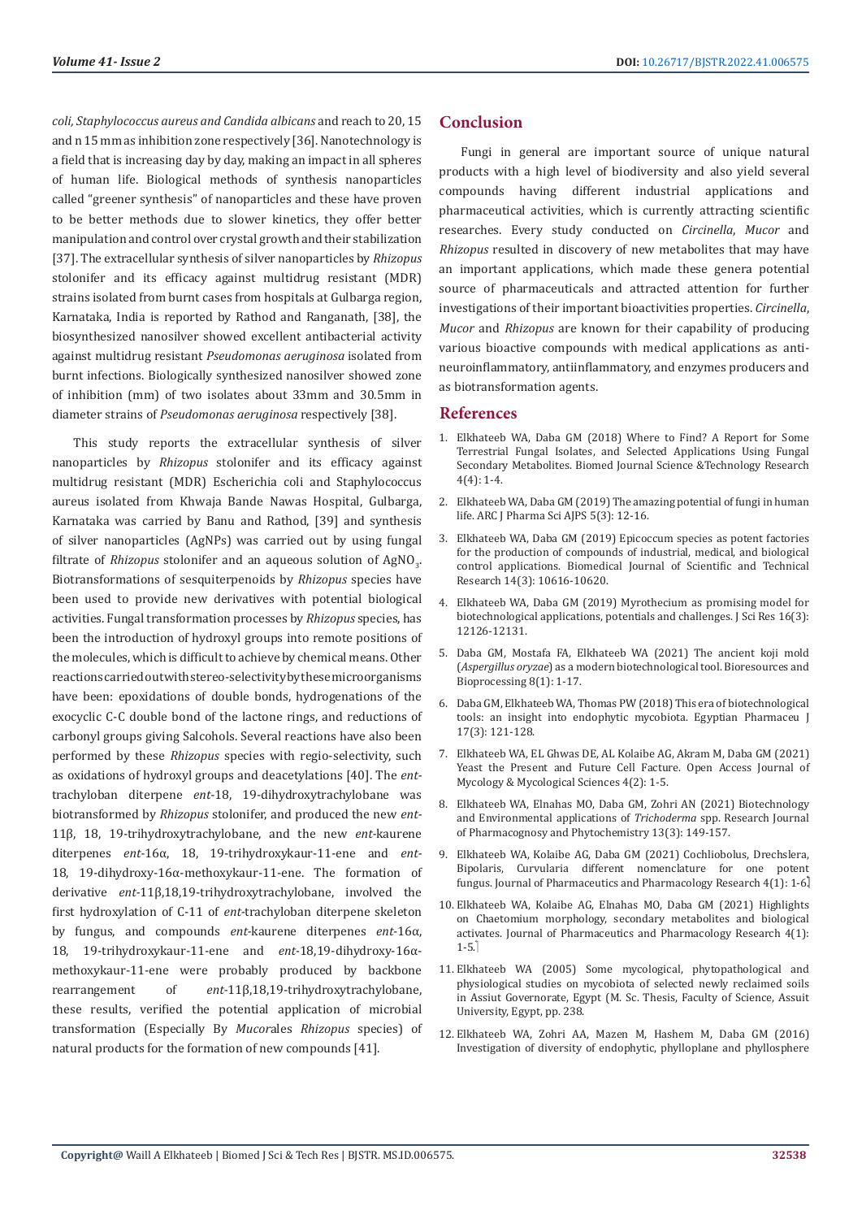*coli, Staphylococcus aureus and Candida albicans* and reach to 20, 15 and n 15 mm as inhibition zone respectively [36]. Nanotechnology is a field that is increasing day by day, making an impact in all spheres of human life. Biological methods of synthesis nanoparticles called "greener synthesis" of nanoparticles and these have proven to be better methods due to slower kinetics, they offer better manipulation and control over crystal growth and their stabilization [37]. The extracellular synthesis of silver nanoparticles by *Rhizopus* stolonifer and its efficacy against multidrug resistant (MDR) strains isolated from burnt cases from hospitals at Gulbarga region, Karnataka, India is reported by Rathod and Ranganath, [38], the biosynthesized nanosilver showed excellent antibacterial activity against multidrug resistant *Pseudomonas aeruginosa* isolated from burnt infections. Biologically synthesized nanosilver showed zone of inhibition (mm) of two isolates about 33mm and 30.5mm in diameter strains of *Pseudomonas aeruginosa* respectively [38].

This study reports the extracellular synthesis of silver nanoparticles by *Rhizopus* stolonifer and its efficacy against multidrug resistant (MDR) Escherichia coli and Staphylococcus aureus isolated from Khwaja Bande Nawas Hospital, Gulbarga, Karnataka was carried by Banu and Rathod, [39] and synthesis of silver nanoparticles (AgNPs) was carried out by using fungal filtrate of *Rhizopus* stolonifer and an aqueous solution of $AgNO_3$. Biotransformations of sesquiterpenoids by *Rhizopus* species have been used to provide new derivatives with potential biological activities. Fungal transformation processes by *Rhizopus* species, has been the introduction of hydroxyl groups into remote positions of the molecules, which is difficult to achieve by chemical means. Other reactions carried out with stereo-selectivity by these microorganisms have been: epoxidations of double bonds, hydrogenations of the exocyclic C-C double bond of the lactone rings, and reductions of carbonyl groups giving Salcohols. Several reactions have also been performed by these *Rhizopus* species with regio-selectivity, such as oxidations of hydroxyl groups and deacetylations [40]. The *ent*-trachyloban diterpene *ent*-18, 19-dihydroxytrachylobane was biotransformed by *Rhizopus* stolonifer, and produced the new *ent*-11β, 18, 19-trihydroxytrachylobane, and the new *ent*-kaurene diterpenes *ent*-16α, 18, 19-trihydroxykaur-11-ene and *ent*-18, 19-dihydroxy-16α-methoxykaur-11-ene. The formation of derivative *ent*-11β,18,19-trihydroxytrachylobane, involved the first hydroxylation of C-11 of *ent*-trachyloban diterpene skeleton by fungus, and compounds *ent*-kaurene diterpenes *ent*-16α, 18, 19-trihydroxykaur-11-ene and *ent*-18,19-dihydroxy-16α-methoxykaur-11-ene were probably produced by backbone rearrangement of *ent*-11β,18,19-trihydroxytrachylobane, these results, verified the potential application of microbial transformation (Especially By *Mucor*ales *Rhizopus* species) of natural products for the formation of new compounds [41].

## Conclusion

Fungi in general are important source of unique natural products with a high level of biodiversity and also yield several compounds having different industrial applications and pharmaceutical activities, which is currently attracting scientific researches. Every study conducted on *Circinella*, *Mucor* and *Rhizopus* resulted in discovery of new metabolites that may have an important applications, which made these genera potential source of pharmaceuticals and attracted attention for further investigations of their important bioactivities properties. *Circinella*, *Mucor* and *Rhizopus* are known for their capability of producing various bioactive compounds with medical applications as anti-neuroinflammatory, antiinflammatory, and enzymes producers and as biotransformation agents.

## References

1. Elkhateeb WA, Daba GM (2018) Where to Find? A Report for Some Terrestrial Fungal Isolates, and Selected Applications Using Fungal Secondary Metabolites. Biomed Journal Science &Technology Research 4(4): 1-4.
2. Elkhateeb WA, Daba GM (2019) The amazing potential of fungi in human life. ARC J Pharma Sci AJPS 5(3): 12-16.
3. Elkhateeb WA, Daba GM (2019) Epicoccum species as potent factories for the production of compounds of industrial, medical, and biological control applications. Biomedical Journal of Scientific and Technical Research 14(3): 10616-10620.
4. Elkhateeb WA, Daba GM (2019) Myrothecium as promising model for biotechnological applications, potentials and challenges. J Sci Res 16(3): 12126-12131.
5. Daba GM, Mostafa FA, Elkhateeb WA (2021) The ancient koji mold (*Aspergillus oryzae*) as a modern biotechnological tool. Bioresources and Bioprocessing 8(1): 1-17.
6. Daba GM, Elkhateeb WA, Thomas PW (2018) This era of biotechnological tools: an insight into endophytic mycobiota. Egyptian Pharmaceu J 17(3): 121-128.
7. Elkhateeb WA, EL Ghwas DE, AL Kolaibe AG, Akram M, Daba GM (2021) Yeast the Present and Future Cell Facture. Open Access Journal of Mycology & Mycological Sciences 4(2): 1-5.
8. Elkhateeb WA, Elnahas MO, Daba GM, Zohri AN (2021) Biotechnology and Environmental applications of *Trichoderma* spp. Research Journal of Pharmacognosy and Phytochemistry 13(3): 149-157.
9. Elkhateeb WA, Kolaibe AG, Daba GM (2021) Cochliobolus, Drechslera, Bipolaris, Curvularia different nomenclature for one potent fungus. Journal of Pharmaceutics and Pharmacology Research 4(1): 1-6.
10. Elkhateeb WA, Kolaibe AG, Elnahas MO, Daba GM (2021) Highlights on Chaetomium morphology, secondary metabolites and biological activates. Journal of Pharmaceutics and Pharmacology Research 4(1): 1-5.
11. Elkhateeb WA (2005) Some mycological, phytopathological and physiological studies on mycobiota of selected newly reclaimed soils in Assiut Governorate, Egypt (M. Sc. Thesis, Faculty of Science, Assuit University, Egypt, pp. 238.
12. Elkhateeb WA, Zohri AA, Mazen M, Hashem M, Daba GM (2016) Investigation of diversity of endophytic, phylloplane and phyllosphere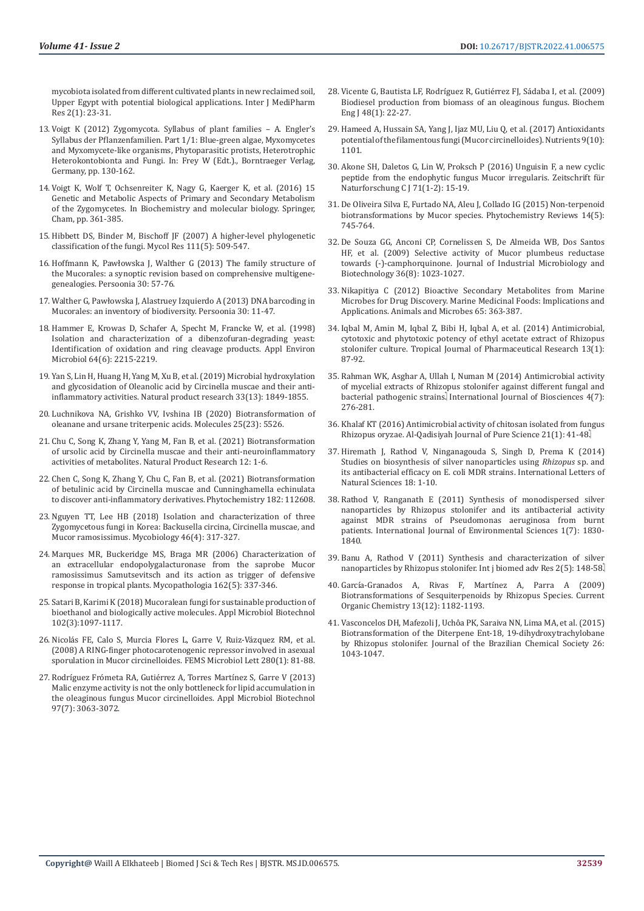mycobiota isolated from different cultivated plants in new reclaimed soil, Upper Egypt with potential biological applications. Inter J MediPharm Res 2(1): 23-31.

13. Voigt K (2012) Zygomycota. Syllabus of plant families – A. Engler's Syllabus der Pflanzenfamilien. Part 1/1: Blue-green algae, Myxomycetes and Myxomycete-like organisms, Phytoparasitic protists, Heterotrophic Heterokontobionta and Fungi. In: Frey W (Edt.)., Borntraeger Verlag, Germany, pp. 130-162.
14. Voigt K, Wolf T, Ochsenreiter K, Nagy G, Kaerger K, et al. (2016) 15 Genetic and Metabolic Aspects of Primary and Secondary Metabolism of the Zygomycetes. In Biochemistry and molecular biology. Springer, Cham, pp. 361-385.
15. Hibbett DS, Binder M, Bischoff JF (2007) A higher-level phylogenetic classification of the fungi. Mycol Res 111(5): 509-547.
16. Hoffmann K, Pawłowska J, Walther G (2013) The family structure of the Mucorales: a synoptic revision based on comprehensive multigene-genealogies. Persoonia 30: 57-76.
17. Walther G, Pawłowska J, Alastruey Izquierdo A (2013) DNA barcoding in Mucorales: an inventory of biodiversity. Persoonia 30: 11-47.
18. Hammer E, Krowas D, Schafer A, Specht M, Francke W, et al. (1998) Isolation and characterization of a dibenzofuran-degrading yeast: Identification of oxidation and ring cleavage products. Appl Environ Microbiol 64(6): 2215-2219.
19. Yan S, Lin H, Huang H, Yang M, Xu B, et al. (2019) Microbial hydroxylation and glycosidation of Oleanolic acid by Circinella muscae and their anti-inflammatory activities. Natural product research 33(13): 1849-1855.
20. Luchnikova NA, Grishko VV, Ivshina IB (2020) Biotransformation of oleanane and ursane triterpenic acids. Molecules 25(23): 5526.
21. Chu C, Song K, Zhang Y, Yang M, Fan B, et al. (2021) Biotransformation of ursolic acid by Circinella muscae and their anti-neuroinflammatory activities of metabolites. Natural Product Research 12: 1-6.
22. Chen C, Song K, Zhang Y, Chu C, Fan B, et al. (2021) Biotransformation of betulinic acid by Circinella muscae and Cunninghamella echinulata to discover anti-inflammatory derivatives. Phytochemistry 182: 112608.
23. Nguyen TT, Lee HB (2018) Isolation and characterization of three Zygomycetous fungi in Korea: Backusella circina, Circinella muscae, and Mucor ramosissimus. Mycobiology 46(4): 317-327.
24. Marques MR, Buckeridge MS, Braga MR (2006) Characterization of an extracellular endopolygalacturonase from the saprobe Mucor ramosissimus Samutsevitsch and its action as trigger of defensive response in tropical plants. Mycopathologia 162(5): 337-346.
25. Satari B, Karimi K (2018) Mucoralean fungi for sustainable production of bioethanol and biologically active molecules. Appl Microbiol Biotechnol 102(3):1097-1117.
26. Nicolás FE, Calo S, Murcia Flores L, Garre V, Ruiz-Vázquez RM, et al. (2008) A RING-finger photocarotenogenic repressor involved in asexual sporulation in Mucor circinelloides. FEMS Microbiol Lett 280(1): 81-88.
27. Rodríguez Frómeta RA, Gutiérrez A, Torres Martínez S, Garre V (2013) Malic enzyme activity is not the only bottleneck for lipid accumulation in the oleaginous fungus Mucor circinelloides. Appl Microbiol Biotechnol 97(7): 3063-3072.
28. Vicente G, Bautista LF, Rodríguez R, Gutiérrez FJ, Sádaba I, et al. (2009) Biodiesel production from biomass of an oleaginous fungus. Biochem Eng J 48(1): 22-27.
29. Hameed A, Hussain SA, Yang J, Ijaz MU, Liu Q, et al. (2017) Antioxidants potential of the filamentous fungi (Mucor circinelloides). Nutrients 9(10): 1101.
30. Akone SH, Daletos G, Lin W, Proksch P (2016) Unguisin F, a new cyclic peptide from the endophytic fungus Mucor irregularis. Zeitschrift für Naturforschung C J 71(1-2): 15-19.
31. De Oliveira Silva E, Furtado NA, Aleu J, Collado IG (2015) Non-terpenoid biotransformations by Mucor species. Phytochemistry Reviews 14(5): 745-764.
32. De Souza GG, Anconi CP, Cornelissen S, De Almeida WB, Dos Santos HF, et al. (2009) Selective activity of Mucor plumbeus reductase towards (-)-camphorquinone. Journal of Industrial Microbiology and Biotechnology 36(8): 1023-1027.
33. Nikapitiya C (2012) Bioactive Secondary Metabolites from Marine Microbes for Drug Discovery. Marine Medicinal Foods: Implications and Applications. Animals and Microbes 65: 363-387.
34. Iqbal M, Amin M, Iqbal Z, Bibi H, Iqbal A, et al. (2014) Antimicrobial, cytotoxic and phytotoxic potency of ethyl acetate extract of Rhizopus stolonifer culture. Tropical Journal of Pharmaceutical Research 13(1): 87-92.
35. Rahman WK, Asghar A, Ullah I, Numan M (2014) Antimicrobial activity of mycelial extracts of Rhizopus stolonifer against different fungal and bacterial pathogenic strains. International Journal of Biosciences 4(7): 276-281.
36. Khalaf KT (2016) Antimicrobial activity of chitosan isolated from fungus Rhizopus oryzae. Al-Qadisiyah Journal of Pure Science 21(1): 41-48.
37. Hiremath J, Rathod V, Ninganagouda S, Singh D, Prema K (2014) Studies on biosynthesis of silver nanoparticles using *Rhizopus* sp. and its antibacterial efficacy on E. coli MDR strains. International Letters of Natural Sciences 18: 1-10.
38. Rathod V, Ranganath E (2011) Synthesis of monodispersed silver nanoparticles by Rhizopus stolonifer and its antibacterial activity against MDR strains of Pseudomonas aeruginosa from burnt patients. International Journal of Environmental Sciences 1(7): 1830-1840.
39. Banu A, Rathod V (2011) Synthesis and characterization of silver nanoparticles by Rhizopus stolonifer. Int j biomed adv Res 2(5): 148-58.
40. García-Granados A, Rivas F, Martínez A, Parra A (2009) Biotransformations of Sesquiterpenoids by Rhizopus Species. Current Organic Chemistry 13(12): 1182-1193.
41. Vasconcelos DH, Mafezoli J, Uchôa PK, Saraiva NN, Lima MA, et al. (2015) Biotransformation of the Diterpene Ent-18, 19-dihydroxytrachylobane by Rhizopus stolonifer. Journal of the Brazilian Chemical Society 26: 1043-1047.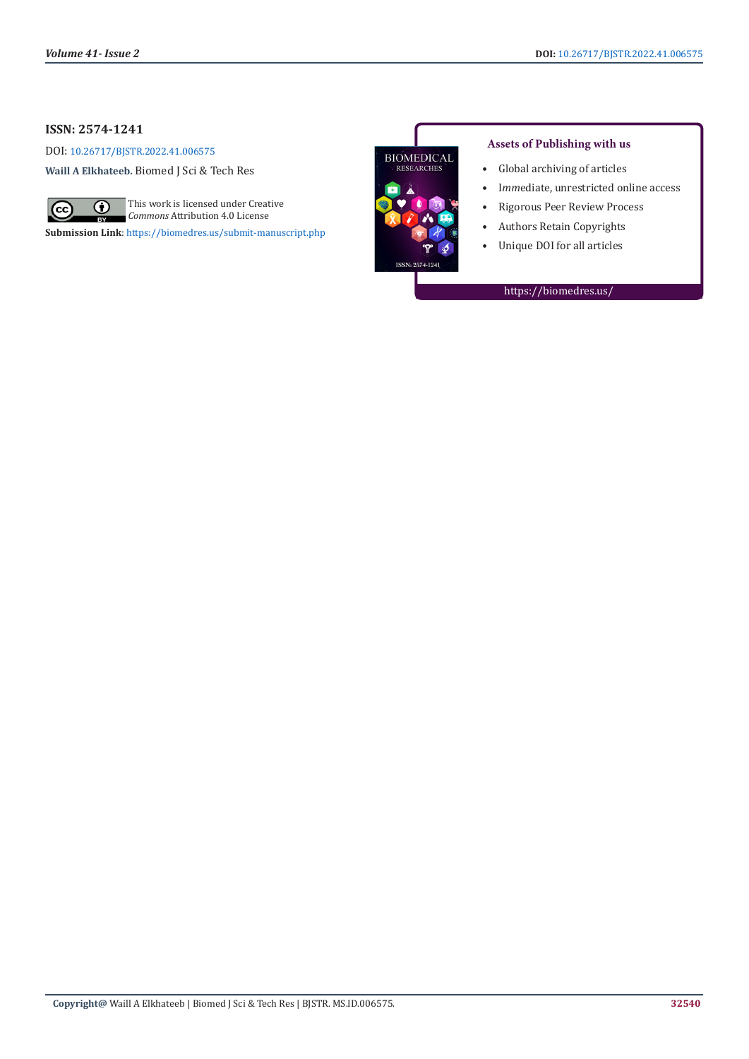**ISSN: 2574-1241**

DOI: 10.26717/BJSTR.2022.41.006575

**Waill A Elkhateeb.** Biomed J Sci & Tech Res

This work is licensed under Creative *Commons* Attribution 4.0 License

**Submission Link**: https://biomedres.us/submit-manuscript.php

**Assets of Publishing with us**

- Global archiving of articles
- Immediate, unrestricted online access
- Rigorous Peer Review Process
- Authors Retain Copyrights
- Unique DOI for all articles

https://biomedres.us/